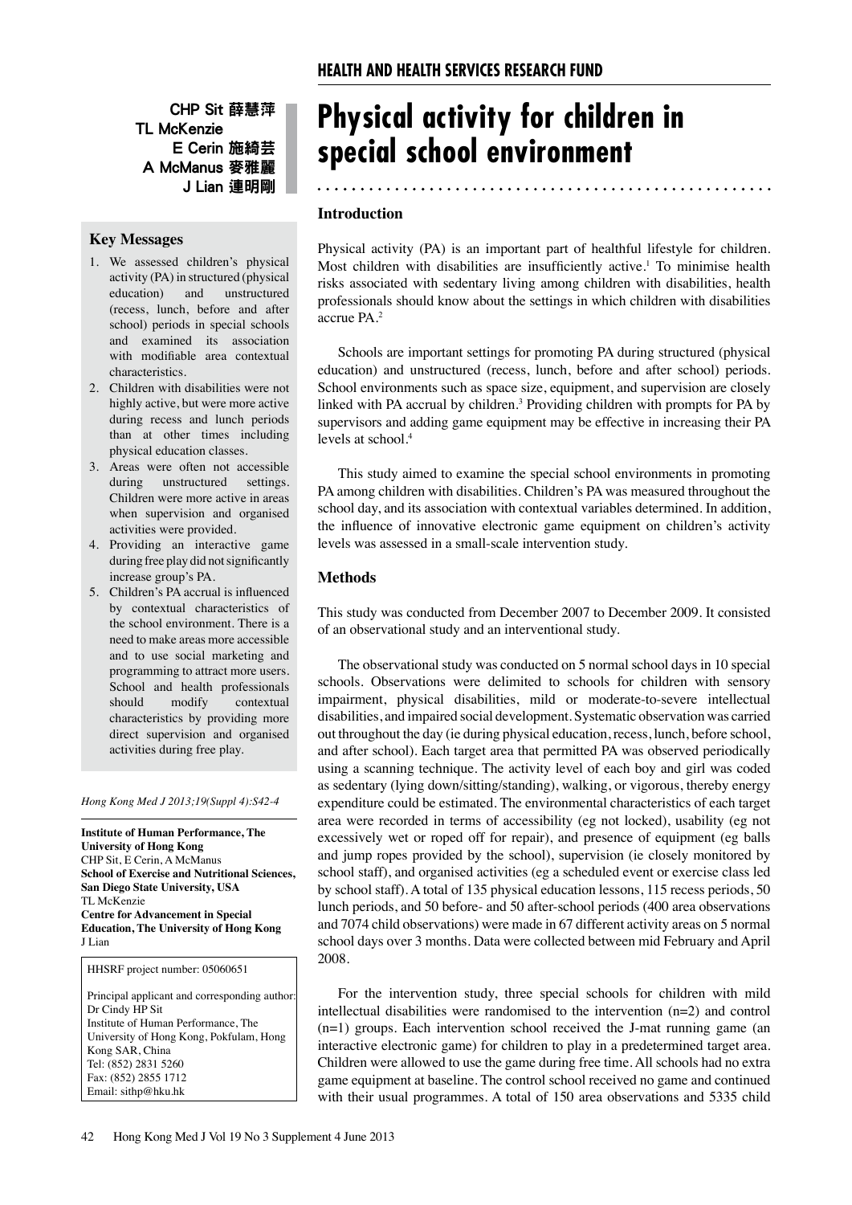# Physical activity for children in special school environment

CHP Sit 薛慧萍
TL McKenzie
E Cerin 施綺芸
A McManus 麥雅麗
J Lian 連明剛

## Key Messages

1. We assessed children's physical activity (PA) in structured (physical education) and unstructured (recess, lunch, before and after school) periods in special schools and examined its association with modifiable area contextual characteristics.
2. Children with disabilities were not highly active, but were more active during recess and lunch periods than at other times including physical education classes.
3. Areas were often not accessible during unstructured settings. Children were more active in areas when supervision and organised activities were provided.
4. Providing an interactive game during free play did not significantly increase group's PA.
5. Children's PA accrual is influenced by contextual characteristics of the school environment. There is a need to make areas more accessible and to use social marketing and programming to attract more users. School and health professionals should modify contextual characteristics by providing more direct supervision and organised activities during free play.

*Hong Kong Med J 2013;19(Suppl 4):S42-4*

**Institute of Human Performance, The University of Hong Kong**
CHP Sit, E Cerin, A McManus
**School of Exercise and Nutritional Sciences, San Diego State University, USA**
TL McKenzie
**Centre for Advancement in Special Education, The University of Hong Kong**
J Lian

HHSRF project number: 05060651

Principal applicant and corresponding author:
Dr Cindy HP Sit
Institute of Human Performance, The University of Hong Kong, Pokfulam, Hong Kong SAR, China
Tel: (852) 2831 5260
Fax: (852) 2855 1712
Email: sithp@hku.hk

### Introduction

Physical activity (PA) is an important part of healthful lifestyle for children. Most children with disabilities are insufficiently active.[1] To minimise health risks associated with sedentary living among children with disabilities, health professionals should know about the settings in which children with disabilities accrue PA.[2]

Schools are important settings for promoting PA during structured (physical education) and unstructured (recess, lunch, before and after school) periods. School environments such as space size, equipment, and supervision are closely linked with PA accrual by children.[3] Providing children with prompts for PA by supervisors and adding game equipment may be effective in increasing their PA levels at school.[4]

This study aimed to examine the special school environments in promoting PA among children with disabilities. Children's PA was measured throughout the school day, and its association with contextual variables determined. In addition, the influence of innovative electronic game equipment on children's activity levels was assessed in a small-scale intervention study.

### Methods

This study was conducted from December 2007 to December 2009. It consisted of an observational study and an interventional study.

The observational study was conducted on 5 normal school days in 10 special schools. Observations were delimited to schools for children with sensory impairment, physical disabilities, mild or moderate-to-severe intellectual disabilities, and impaired social development. Systematic observation was carried out throughout the day (ie during physical education, recess, lunch, before school, and after school). Each target area that permitted PA was observed periodically using a scanning technique. The activity level of each boy and girl was coded as sedentary (lying down/sitting/standing), walking, or vigorous, thereby energy expenditure could be estimated. The environmental characteristics of each target area were recorded in terms of accessibility (eg not locked), usability (eg not excessively wet or roped off for repair), and presence of equipment (eg balls and jump ropes provided by the school), supervision (ie closely monitored by school staff), and organised activities (eg a scheduled event or exercise class led by school staff). A total of 135 physical education lessons, 115 recess periods, 50 lunch periods, and 50 before- and 50 after-school periods (400 area observations and 7074 child observations) were made in 67 different activity areas on 5 normal school days over 3 months. Data were collected between mid February and April 2008.

For the intervention study, three special schools for children with mild intellectual disabilities were randomised to the intervention (n=2) and control (n=1) groups. Each intervention school received the J-mat running game (an interactive electronic game) for children to play in a predetermined target area. Children were allowed to use the game during free time. All schools had no extra game equipment at baseline. The control school received no game and continued with their usual programmes. A total of 150 area observations and 5335 child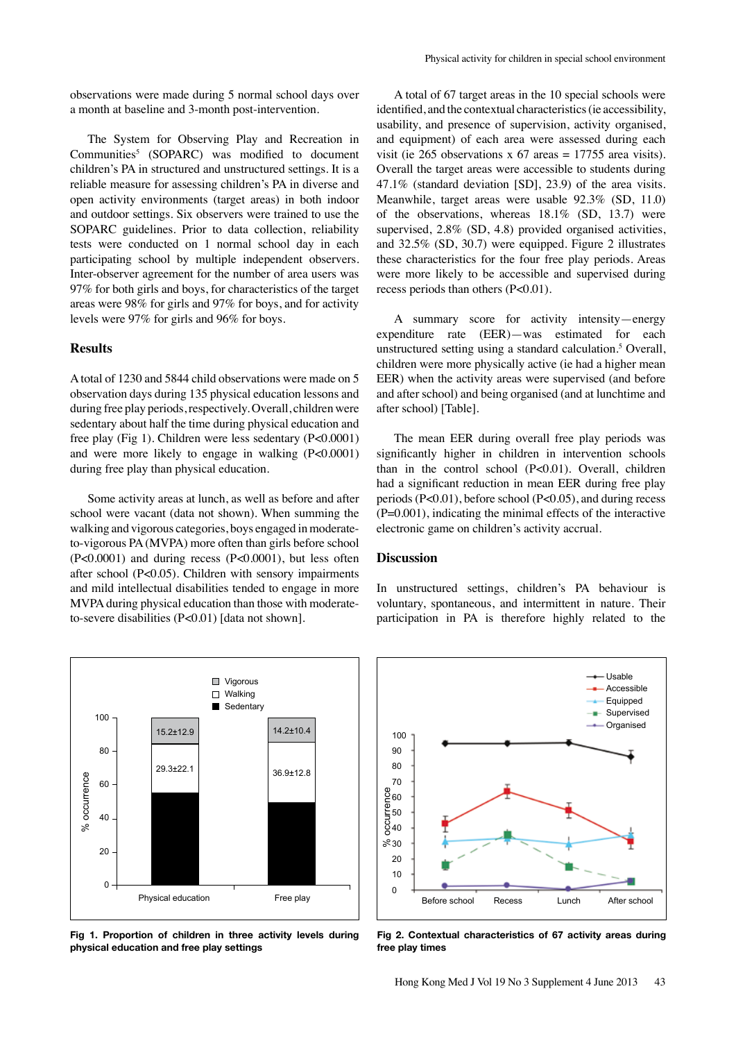observations were made during 5 normal school days over a month at baseline and 3-month post-intervention.

The System for Observing Play and Recreation in Communities[5] (SOPARC) was modified to document children's PA in structured and unstructured settings. It is a reliable measure for assessing children's PA in diverse and open activity environments (target areas) in both indoor and outdoor settings. Six observers were trained to use the SOPARC guidelines. Prior to data collection, reliability tests were conducted on 1 normal school day in each participating school by multiple independent observers. Inter-observer agreement for the number of area users was 97% for both girls and boys, for characteristics of the target areas were 98% for girls and 97% for boys, and for activity levels were 97% for girls and 96% for boys.

## Results

A total of 1230 and 5844 child observations were made on 5 observation days during 135 physical education lessons and during free play periods, respectively. Overall, children were sedentary about half the time during physical education and free play (Fig 1). Children were less sedentary ($P<0.0001$) and were more likely to engage in walking ($P<0.0001$) during free play than physical education.

Some activity areas at lunch, as well as before and after school were vacant (data not shown). When summing the walking and vigorous categories, boys engaged in moderate-to-vigorous PA (MVPA) more often than girls before school ($P<0.0001$) and during recess ($P<0.0001$), but less often after school ($P<0.05$). Children with sensory impairments and mild intellectual disabilities tended to engage in more MVPA during physical education than those with moderate-to-severe disabilities ($P<0.01$) [data not shown].

A total of 67 target areas in the 10 special schools were identified, and the contextual characteristics (ie accessibility, usability, and presence of supervision, activity organised, and equipment) of each area were assessed during each visit (ie 265 observations x 67 areas = 17755 area visits). Overall the target areas were accessible to students during 47.1% (standard deviation [SD], 23.9) of the area visits. Meanwhile, target areas were usable 92.3% (SD, 11.0) of the observations, whereas 18.1% (SD, 13.7) were supervised, 2.8% (SD, 4.8) provided organised activities, and 32.5% (SD, 30.7) were equipped. Figure 2 illustrates these characteristics for the four free play periods. Areas were more likely to be accessible and supervised during recess periods than others ($P<0.01$).

A summary score for activity intensity—energy expenditure rate (EER)—was estimated for each unstructured setting using a standard calculation.[5] Overall, children were more physically active (ie had a higher mean EER) when the activity areas were supervised (and before and after school) and being organised (and at lunchtime and after school) [Table].

The mean EER during overall free play periods was significantly higher in children in intervention schools than in the control school ($P<0.01$). Overall, children had a significant reduction in mean EER during free play periods ($P<0.01$), before school ($P<0.05$), and during recess ($P=0.001$), indicating the minimal effects of the interactive electronic game on children's activity accrual.

## Discussion

In unstructured settings, children's PA behaviour is voluntary, spontaneous, and intermittent in nature. Their participation in PA is therefore highly related to the

**Fig 1. Proportion of children in three activity levels during physical education and free play settings**

**Fig 2. Contextual characteristics of 67 activity areas during free play times**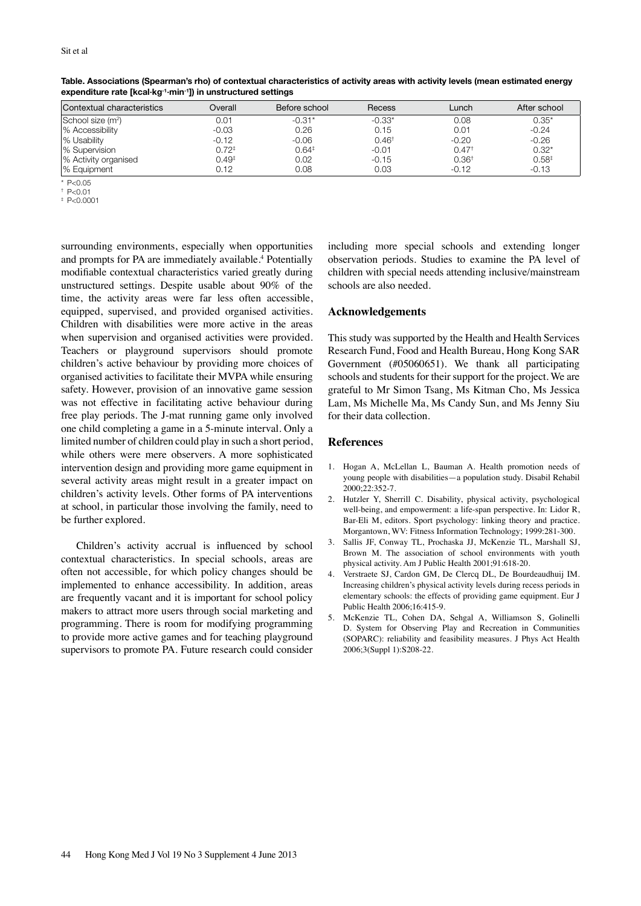**Table. Associations (Spearman's rho) of contextual characteristics of activity areas with activity levels (mean estimated energy expenditure rate [kcal·kg⁻¹·min⁻¹]) in unstructured settings**

| Contextual characteristics | Overall | Before school | Recess | Lunch | After school |
|---|---|---|---|---|---|
| School size ($m^2$) | 0.01 | -0.31* | -0.33* | 0.08 | 0.35* |
| % Accessibility | -0.03 | 0.26 | 0.15 | 0.01 | -0.24 |
| % Usability | -0.12 | -0.06 | 0.46† | -0.20 | -0.26 |
| % Supervision | 0.72‡ | 0.64‡ | -0.01 | 0.47† | 0.32* |
| % Activity organised | 0.49‡ | 0.02 | -0.15 | 0.36† | 0.58‡ |
| % Equipment | 0.12 | 0.08 | 0.03 | -0.12 | -0.13 |

\* $P<0.05$
† $P<0.01$
‡ $P<0.0001$

surrounding environments, especially when opportunities and prompts for PA are immediately available.[4] Potentially modifiable contextual characteristics varied greatly during unstructured settings. Despite usable about 90% of the time, the activity areas were far less often accessible, equipped, supervised, and provided organised activities. Children with disabilities were more active in the areas when supervision and organised activities were provided. Teachers or playground supervisors should promote children's active behaviour by providing more choices of organised activities to facilitate their MVPA while ensuring safety. However, provision of an innovative game session was not effective in facilitating active behaviour during free play periods. The J-mat running game only involved one child completing a game in a 5-minute interval. Only a limited number of children could play in such a short period, while others were mere observers. A more sophisticated intervention design and providing more game equipment in several activity areas might result in a greater impact on children's activity levels. Other forms of PA interventions at school, in particular those involving the family, need to be further explored.

Children's activity accrual is influenced by school contextual characteristics. In special schools, areas are often not accessible, for which policy changes should be implemented to enhance accessibility. In addition, areas are frequently vacant and it is important for school policy makers to attract more users through social marketing and programming. There is room for modifying programming to provide more active games and for teaching playground supervisors to promote PA. Future research could consider including more special schools and extending longer observation periods. Studies to examine the PA level of children with special needs attending inclusive/mainstream schools are also needed.

## Acknowledgements

This study was supported by the Health and Health Services Research Fund, Food and Health Bureau, Hong Kong SAR Government (#05060651). We thank all participating schools and students for their support for the project. We are grateful to Mr Simon Tsang, Ms Kitman Cho, Ms Jessica Lam, Ms Michelle Ma, Ms Candy Sun, and Ms Jenny Siu for their data collection.

## References

1. Hogan A, McLellan L, Bauman A. Health promotion needs of young people with disabilities—a population study. Disabil Rehabil 2000;22:352-7.
2. Hutzler Y, Sherrill C. Disability, physical activity, psychological well-being, and empowerment: a life-span perspective. In: Lidor R, Bar-Eli M, editors. Sport psychology: linking theory and practice. Morgantown, WV: Fitness Information Technology; 1999:281-300.
3. Sallis JF, Conway TL, Prochaska JJ, McKenzie TL, Marshall SJ, Brown M. The association of school environments with youth physical activity. Am J Public Health 2001;91:618-20.
4. Verstraete SJ, Cardon GM, De Clercq DL, De Bourdeaudhuij IM. Increasing children's physical activity levels during recess periods in elementary schools: the effects of providing game equipment. Eur J Public Health 2006;16:415-9.
5. McKenzie TL, Cohen DA, Sehgal A, Williamson S, Golinelli D. System for Observing Play and Recreation in Communities (SOPARC): reliability and feasibility measures. J Phys Act Health 2006;3(Suppl 1):S208-22.